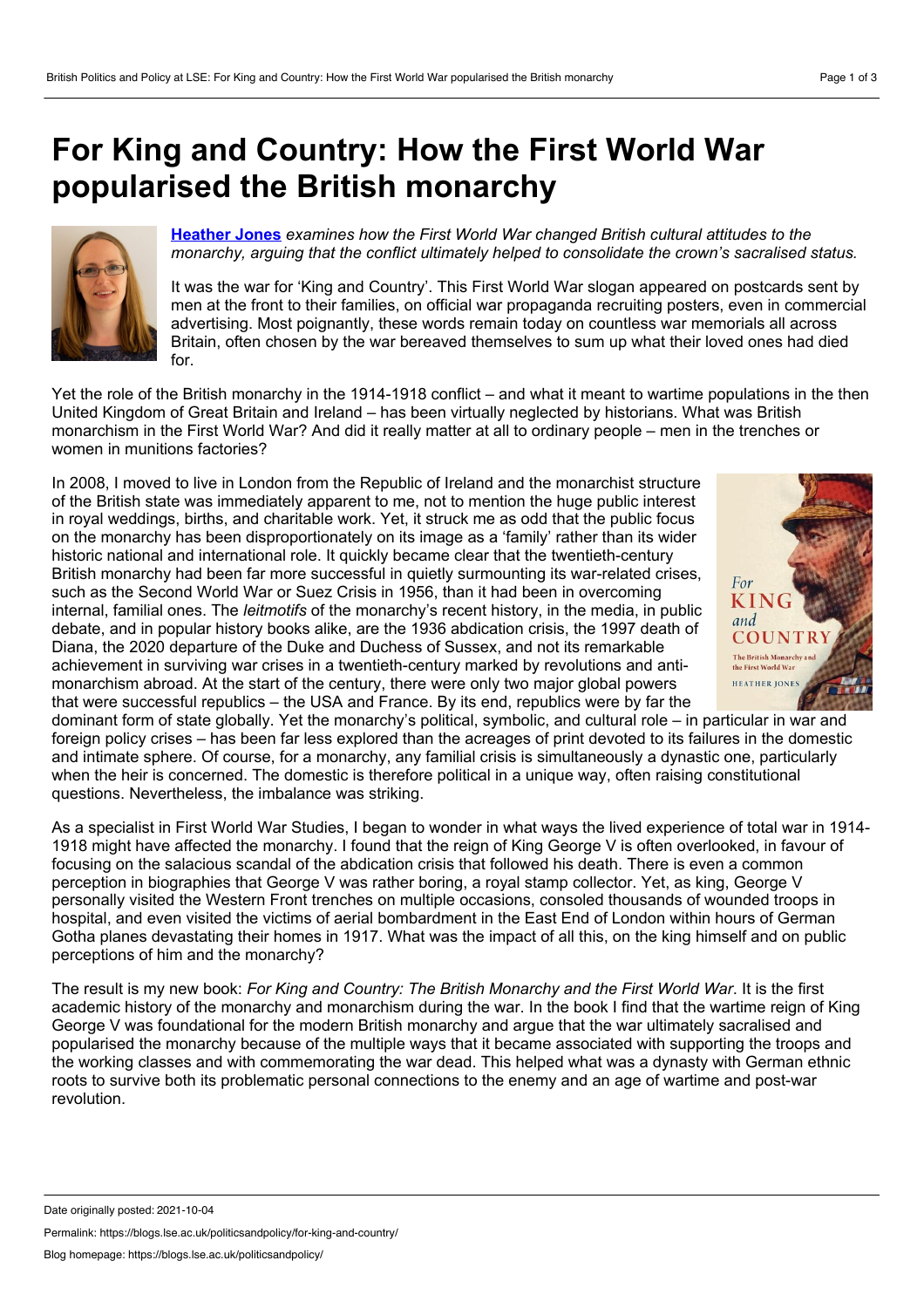# For King and Country: How the First World War popularised the British monarchy

**Heather Jones** *examines how the First World War changed British cultural attitudes to the monarchy, arguing that the conflict ultimately helped to consolidate the crown's sacralised status.*

It was the war for 'King and Country'. This First World War slogan appeared on postcards sent by men at the front to their families, on official war propaganda recruiting posters, even in commercial advertising. Most poignantly, these words remain today on countless war memorials all across Britain, often chosen by the war bereaved themselves to sum up what their loved ones had died for.

Yet the role of the British monarchy in the 1914-1918 conflict – and what it meant to wartime populations in the then United Kingdom of Great Britain and Ireland – has been virtually neglected by historians. What was British monarchism in the First World War? And did it really matter at all to ordinary people – men in the trenches or women in munitions factories?

In 2008, I moved to live in London from the Republic of Ireland and the monarchist structure of the British state was immediately apparent to me, not to mention the huge public interest in royal weddings, births, and charitable work. Yet, it struck me as odd that the public focus on the monarchy has been disproportionately on its image as a 'family' rather than its wider historic national and international role. It quickly became clear that the twentieth-century British monarchy had been far more successful in quietly surmounting its war-related crises, such as the Second World War or Suez Crisis in 1956, than it had been in overcoming internal, familial ones. The *leitmotifs* of the monarchy's recent history, in the media, in public debate, and in popular history books alike, are the 1936 abdication crisis, the 1997 death of Diana, the 2020 departure of the Duke and Duchess of Sussex, and not its remarkable achievement in surviving war crises in a twentieth-century marked by revolutions and anti-monarchism abroad. At the start of the century, there were only two major global powers that were successful republics – the USA and France. By its end, republics were by far the dominant form of state globally. Yet the monarchy's political, symbolic, and cultural role – in particular in war and foreign policy crises – has been far less explored than the acreages of print devoted to its failures in the domestic and intimate sphere. Of course, for a monarchy, any familial crisis is simultaneously a dynastic one, particularly when the heir is concerned. The domestic is therefore political in a unique way, often raising constitutional questions. Nevertheless, the imbalance was striking.

As a specialist in First World War Studies, I began to wonder in what ways the lived experience of total war in 1914-1918 might have affected the monarchy. I found that the reign of King George V is often overlooked, in favour of focusing on the salacious scandal of the abdication crisis that followed his death. There is even a common perception in biographies that George V was rather boring, a royal stamp collector. Yet, as king, George V personally visited the Western Front trenches on multiple occasions, consoled thousands of wounded troops in hospital, and even visited the victims of aerial bombardment in the East End of London within hours of German Gotha planes devastating their homes in 1917. What was the impact of all this, on the king himself and on public perceptions of him and the monarchy?

The result is my new book: *For King and Country: The British Monarchy and the First World War*. It is the first academic history of the monarchy and monarchism during the war. In the book I find that the wartime reign of King George V was foundational for the modern British monarchy and argue that the war ultimately sacralised and popularised the monarchy because of the multiple ways that it became associated with supporting the troops and the working classes and with commemorating the war dead. This helped what was a dynasty with German ethnic roots to survive both its problematic personal connections to the enemy and an age of wartime and post-war revolution.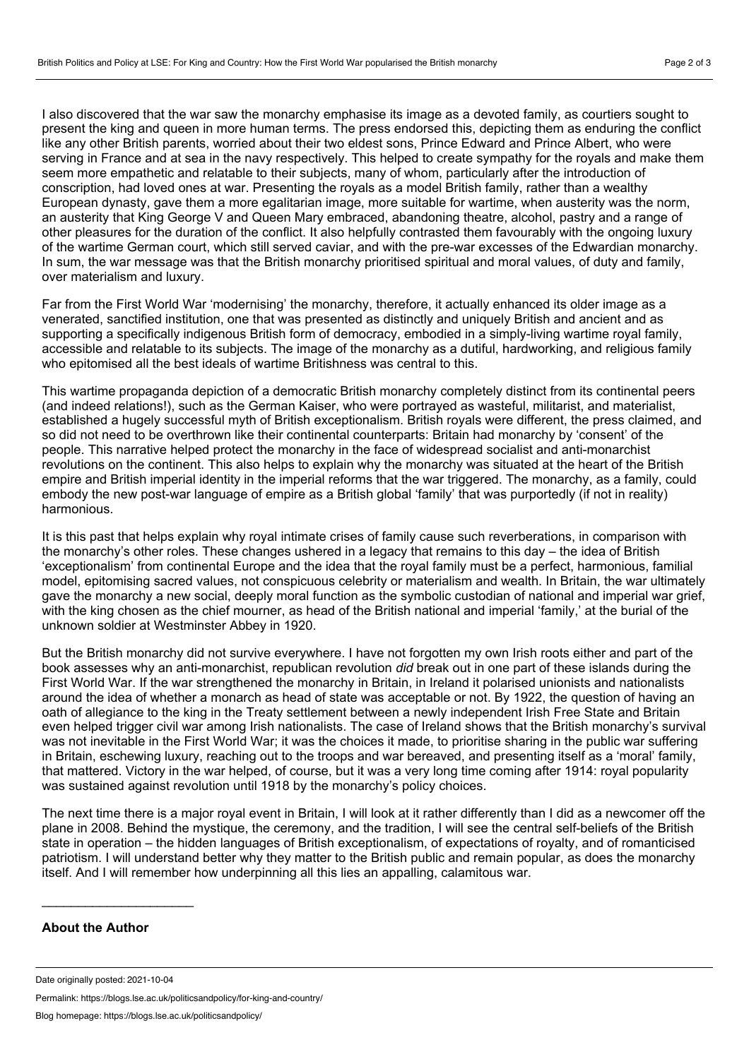I also discovered that the war saw the monarchy emphasise its image as a devoted family, as courtiers sought to present the king and queen in more human terms. The press endorsed this, depicting them as enduring the conflict like any other British parents, worried about their two eldest sons, Prince Edward and Prince Albert, who were serving in France and at sea in the navy respectively. This helped to create sympathy for the royals and make them seem more empathetic and relatable to their subjects, many of whom, particularly after the introduction of conscription, had loved ones at war. Presenting the royals as a model British family, rather than a wealthy European dynasty, gave them a more egalitarian image, more suitable for wartime, when austerity was the norm, an austerity that King George V and Queen Mary embraced, abandoning theatre, alcohol, pastry and a range of other pleasures for the duration of the conflict. It also helpfully contrasted them favourably with the ongoing luxury of the wartime German court, which still served caviar, and with the pre-war excesses of the Edwardian monarchy. In sum, the war message was that the British monarchy prioritised spiritual and moral values, of duty and family, over materialism and luxury.

Far from the First World War 'modernising' the monarchy, therefore, it actually enhanced its older image as a venerated, sanctified institution, one that was presented as distinctly and uniquely British and ancient and as supporting a specifically indigenous British form of democracy, embodied in a simply-living wartime royal family, accessible and relatable to its subjects. The image of the monarchy as a dutiful, hardworking, and religious family who epitomised all the best ideals of wartime Britishness was central to this.

This wartime propaganda depiction of a democratic British monarchy completely distinct from its continental peers (and indeed relations!), such as the German Kaiser, who were portrayed as wasteful, militarist, and materialist, established a hugely successful myth of British exceptionalism. British royals were different, the press claimed, and so did not need to be overthrown like their continental counterparts: Britain had monarchy by 'consent' of the people. This narrative helped protect the monarchy in the face of widespread socialist and anti-monarchist revolutions on the continent. This also helps to explain why the monarchy was situated at the heart of the British empire and British imperial identity in the imperial reforms that the war triggered. The monarchy, as a family, could embody the new post-war language of empire as a British global 'family' that was purportedly (if not in reality) harmonious.

It is this past that helps explain why royal intimate crises of family cause such reverberations, in comparison with the monarchy's other roles. These changes ushered in a legacy that remains to this day – the idea of British 'exceptionalism' from continental Europe and the idea that the royal family must be a perfect, harmonious, familial model, epitomising sacred values, not conspicuous celebrity or materialism and wealth. In Britain, the war ultimately gave the monarchy a new social, deeply moral function as the symbolic custodian of national and imperial war grief, with the king chosen as the chief mourner, as head of the British national and imperial 'family,' at the burial of the unknown soldier at Westminster Abbey in 1920.

But the British monarchy did not survive everywhere. I have not forgotten my own Irish roots either and part of the book assesses why an anti-monarchist, republican revolution *did* break out in one part of these islands during the First World War. If the war strengthened the monarchy in Britain, in Ireland it polarised unionists and nationalists around the idea of whether a monarch as head of state was acceptable or not. By 1922, the question of having an oath of allegiance to the king in the Treaty settlement between a newly independent Irish Free State and Britain even helped trigger civil war among Irish nationalists. The case of Ireland shows that the British monarchy's survival was not inevitable in the First World War; it was the choices it made, to prioritise sharing in the public war suffering in Britain, eschewing luxury, reaching out to the troops and war bereaved, and presenting itself as a 'moral' family, that mattered. Victory in the war helped, of course, but it was a very long time coming after 1914: royal popularity was sustained against revolution until 1918 by the monarchy's policy choices.

The next time there is a major royal event in Britain, I will look at it rather differently than I did as a newcomer off the plane in 2008. Behind the mystique, the ceremony, and the tradition, I will see the central self-beliefs of the British state in operation – the hidden languages of British exceptionalism, of expectations of royalty, and of romanticised patriotism. I will understand better why they matter to the British public and remain popular, as does the monarchy itself. And I will remember how underpinning all this lies an appalling, calamitous war.

---

**About the Author**

Date originally posted: 2021-10-04

Permalink: https://blogs.lse.ac.uk/politicsandpolicy/for-king-and-country/

Blog homepage: https://blogs.lse.ac.uk/politicsandpolicy/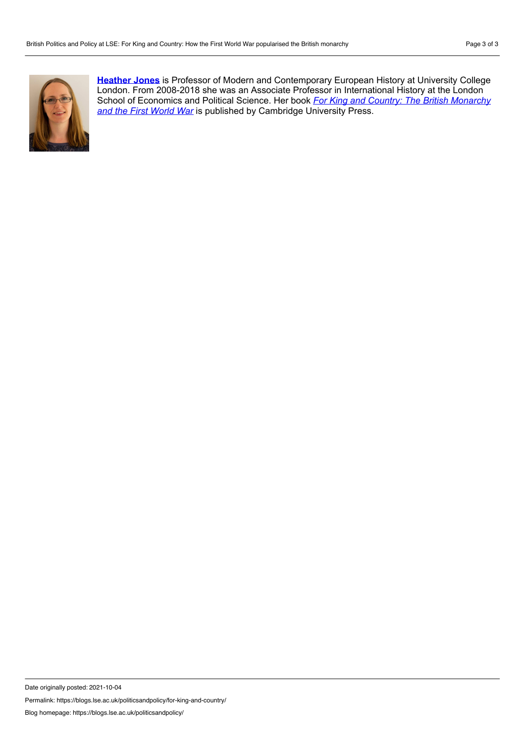**Heather Jones** is Professor of Modern and Contemporary European History at University College London. From 2008-2018 she was an Associate Professor in International History at the London School of Economics and Political Science. Her book *For King and Country: The British Monarchy and the First World War* is published by Cambridge University Press.

Date originally posted: 2021-10-04

Permalink: https://blogs.lse.ac.uk/politicsandpolicy/for-king-and-country/

Blog homepage: https://blogs.lse.ac.uk/politicsandpolicy/